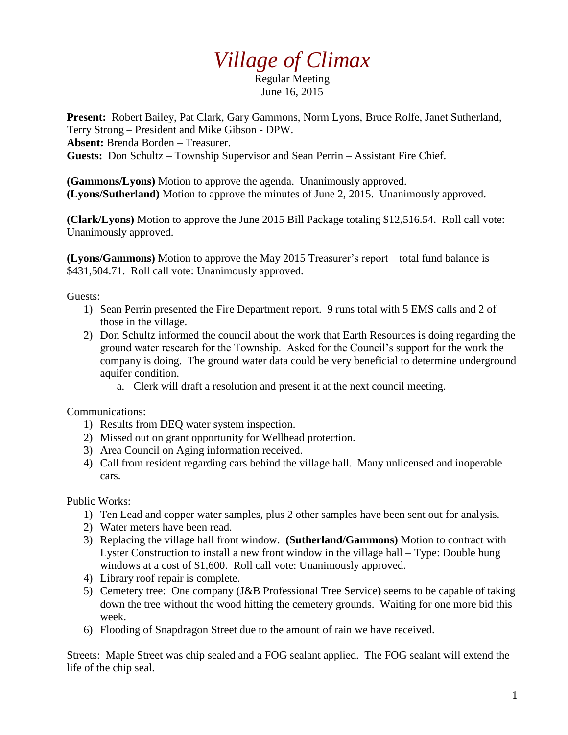# *Village of Climax*

Regular Meeting
June 16, 2015

**Present:** Robert Bailey, Pat Clark, Gary Gammons, Norm Lyons, Bruce Rolfe, Janet Sutherland, Terry Strong – President and Mike Gibson - DPW.
**Absent:** Brenda Borden – Treasurer.
**Guests:** Don Schultz – Township Supervisor and Sean Perrin – Assistant Fire Chief.

**(Gammons/Lyons)** Motion to approve the agenda. Unanimously approved.
**(Lyons/Sutherland)** Motion to approve the minutes of June 2, 2015. Unanimously approved.

**(Clark/Lyons)** Motion to approve the June 2015 Bill Package totaling $12,516.54. Roll call vote: Unanimously approved.

**(Lyons/Gammons)** Motion to approve the May 2015 Treasurer's report – total fund balance is $431,504.71. Roll call vote: Unanimously approved.

Guests:

1) Sean Perrin presented the Fire Department report. 9 runs total with 5 EMS calls and 2 of those in the village.
2) Don Schultz informed the council about the work that Earth Resources is doing regarding the ground water research for the Township. Asked for the Council's support for the work the company is doing. The ground water data could be very beneficial to determine underground aquifer condition.
    a. Clerk will draft a resolution and present it at the next council meeting.

Communications:

1) Results from DEQ water system inspection.
2) Missed out on grant opportunity for Wellhead protection.
3) Area Council on Aging information received.
4) Call from resident regarding cars behind the village hall. Many unlicensed and inoperable cars.

Public Works:

1) Ten Lead and copper water samples, plus 2 other samples have been sent out for analysis.
2) Water meters have been read.
3) Replacing the village hall front window. **(Sutherland/Gammons)** Motion to contract with Lyster Construction to install a new front window in the village hall – Type: Double hung windows at a cost of $1,600. Roll call vote: Unanimously approved.
4) Library roof repair is complete.
5) Cemetery tree: One company (J&B Professional Tree Service) seems to be capable of taking down the tree without the wood hitting the cemetery grounds. Waiting for one more bid this week.
6) Flooding of Snapdragon Street due to the amount of rain we have received.

Streets: Maple Street was chip sealed and a FOG sealant applied. The FOG sealant will extend the life of the chip seal.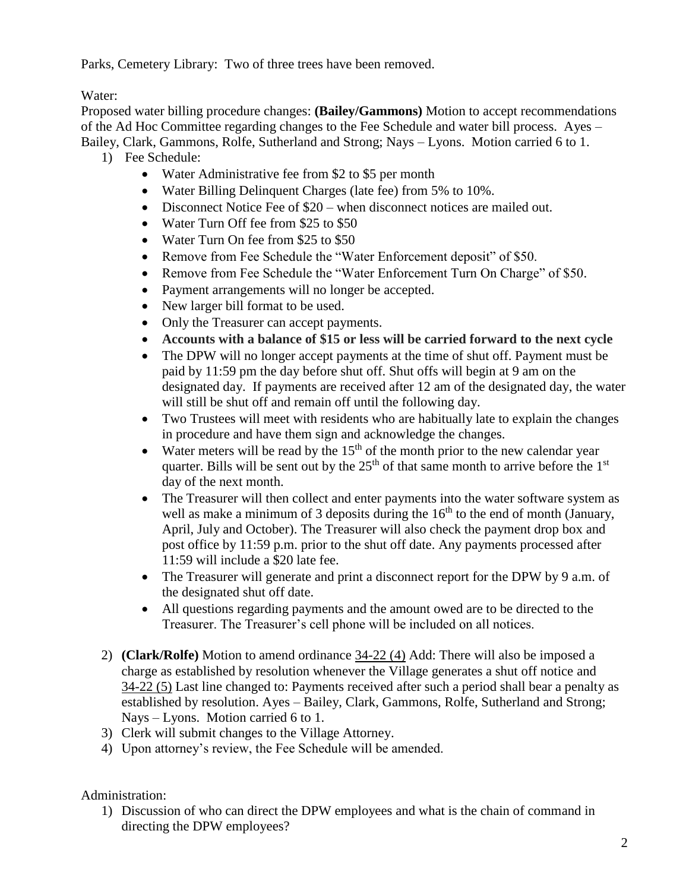Parks, Cemetery Library: Two of three trees have been removed.

Water:

Proposed water billing procedure changes: **(Bailey/Gammons)** Motion to accept recommendations of the Ad Hoc Committee regarding changes to the Fee Schedule and water bill process. Ayes – Bailey, Clark, Gammons, Rolfe, Sutherland and Strong; Nays – Lyons. Motion carried 6 to 1.

1) Fee Schedule:
   - Water Administrative fee from $2 to $5 per month
   - Water Billing Delinquent Charges (late fee) from 5% to 10%.
   - Disconnect Notice Fee of $20 – when disconnect notices are mailed out.
   - Water Turn Off fee from $25 to $50
   - Water Turn On fee from $25 to $50
   - Remove from Fee Schedule the "Water Enforcement deposit" of $50.
   - Remove from Fee Schedule the "Water Enforcement Turn On Charge" of $50.
   - Payment arrangements will no longer be accepted.
   - New larger bill format to be used.
   - Only the Treasurer can accept payments.
   - **Accounts with a balance of $15 or less will be carried forward to the next cycle**
   - The DPW will no longer accept payments at the time of shut off. Payment must be paid by 11:59 pm the day before shut off. Shut offs will begin at 9 am on the designated day. If payments are received after 12 am of the designated day, the water will still be shut off and remain off until the following day.
   - Two Trustees will meet with residents who are habitually late to explain the changes in procedure and have them sign and acknowledge the changes.
   - Water meters will be read by the 15th of the month prior to the new calendar year quarter. Bills will be sent out by the 25th of that same month to arrive before the 1st day of the next month.
   - The Treasurer will then collect and enter payments into the water software system as well as make a minimum of 3 deposits during the 16th to the end of month (January, April, July and October). The Treasurer will also check the payment drop box and post office by 11:59 p.m. prior to the shut off date. Any payments processed after 11:59 will include a $20 late fee.
   - The Treasurer will generate and print a disconnect report for the DPW by 9 a.m. of the designated shut off date.
   - All questions regarding payments and the amount owed are to be directed to the Treasurer. The Treasurer's cell phone will be included on all notices.

2) **(Clark/Rolfe)** Motion to amend ordinance 34-22 (4) Add: There will also be imposed a charge as established by resolution whenever the Village generates a shut off notice and 34-22 (5) Last line changed to: Payments received after such a period shall bear a penalty as established by resolution. Ayes – Bailey, Clark, Gammons, Rolfe, Sutherland and Strong; Nays – Lyons. Motion carried 6 to 1.
3) Clerk will submit changes to the Village Attorney.
4) Upon attorney's review, the Fee Schedule will be amended.

Administration:

1) Discussion of who can direct the DPW employees and what is the chain of command in directing the DPW employees?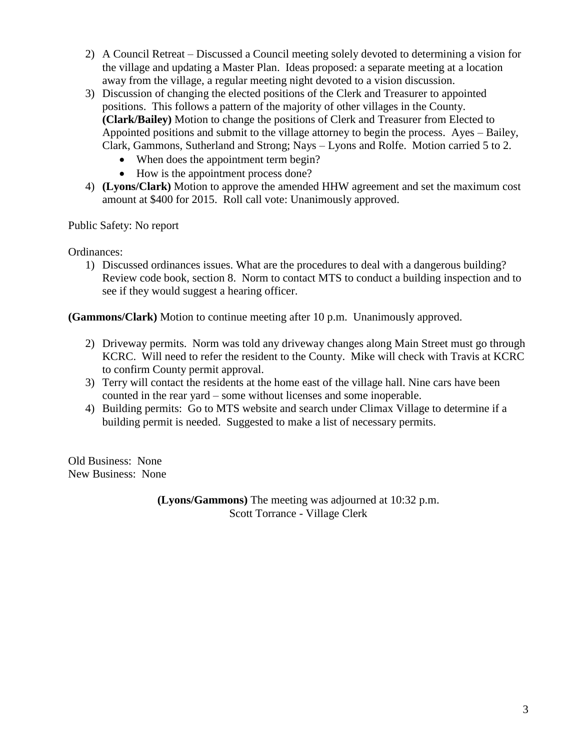2) A Council Retreat – Discussed a Council meeting solely devoted to determining a vision for the village and updating a Master Plan. Ideas proposed: a separate meeting at a location away from the village, a regular meeting night devoted to a vision discussion.
3) Discussion of changing the elected positions of the Clerk and Treasurer to appointed positions. This follows a pattern of the majority of other villages in the County. **(Clark/Bailey)** Motion to change the positions of Clerk and Treasurer from Elected to Appointed positions and submit to the village attorney to begin the process. Ayes – Bailey, Clark, Gammons, Sutherland and Strong; Nays – Lyons and Rolfe. Motion carried 5 to 2.
   - When does the appointment term begin?
   - How is the appointment process done?
4) **(Lyons/Clark)** Motion to approve the amended HHW agreement and set the maximum cost amount at $400 for 2015. Roll call vote: Unanimously approved.

Public Safety: No report

Ordinances:

1) Discussed ordinances issues. What are the procedures to deal with a dangerous building? Review code book, section 8. Norm to contact MTS to conduct a building inspection and to see if they would suggest a hearing officer.

**(Gammons/Clark)** Motion to continue meeting after 10 p.m. Unanimously approved.

2) Driveway permits. Norm was told any driveway changes along Main Street must go through KCRC. Will need to refer the resident to the County. Mike will check with Travis at KCRC to confirm County permit approval.
3) Terry will contact the residents at the home east of the village hall. Nine cars have been counted in the rear yard – some without licenses and some inoperable.
4) Building permits: Go to MTS website and search under Climax Village to determine if a building permit is needed. Suggested to make a list of necessary permits.

Old Business: None
New Business: None

**(Lyons/Gammons)** The meeting was adjourned at 10:32 p.m.
Scott Torrance - Village Clerk